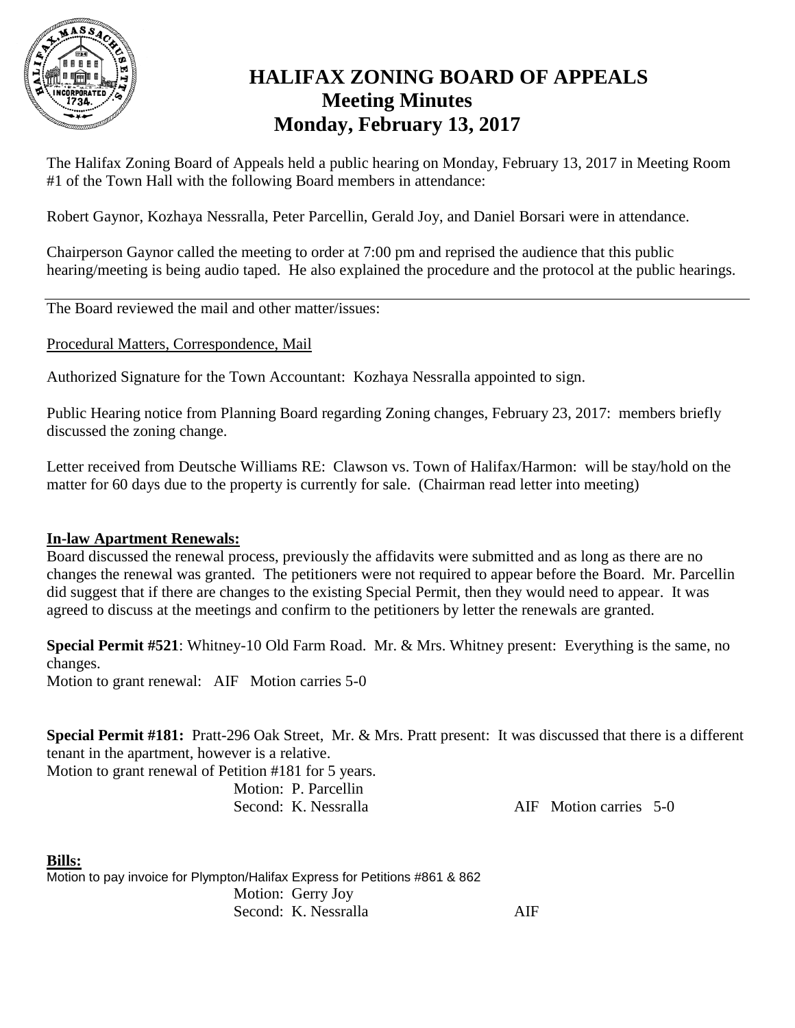# HALIFAX ZONING BOARD OF APPEALS
## Meeting Minutes
## Monday, February 13, 2017

The Halifax Zoning Board of Appeals held a public hearing on Monday, February 13, 2017 in Meeting Room #1 of the Town Hall with the following Board members in attendance:

Robert Gaynor, Kozhaya Nessralla, Peter Parcellin, Gerald Joy, and Daniel Borsari were in attendance.

Chairperson Gaynor called the meeting to order at 7:00 pm and reprised the audience that this public hearing/meeting is being audio taped. He also explained the procedure and the protocol at the public hearings.

---

The Board reviewed the mail and other matter/issues:

Procedural Matters, Correspondence, Mail

Authorized Signature for the Town Accountant: Kozhaya Nessralla appointed to sign.

Public Hearing notice from Planning Board regarding Zoning changes, February 23, 2017: members briefly discussed the zoning change.

Letter received from Deutsche Williams RE: Clawson vs. Town of Halifax/Harmon: will be stay/hold on the matter for 60 days due to the property is currently for sale. (Chairman read letter into meeting)

**In-law Apartment Renewals:**
Board discussed the renewal process, previously the affidavits were submitted and as long as there are no changes the renewal was granted. The petitioners were not required to appear before the Board. Mr. Parcellin did suggest that if there are changes to the existing Special Permit, then they would need to appear. It was agreed to discuss at the meetings and confirm to the petitioners by letter the renewals are granted.

**Special Permit #521**: Whitney-10 Old Farm Road. Mr. & Mrs. Whitney present: Everything is the same, no changes.
Motion to grant renewal: AIF Motion carries 5-0

**Special Permit #181:** Pratt-296 Oak Street, Mr. & Mrs. Pratt present: It was discussed that there is a different tenant in the apartment, however is a relative.
Motion to grant renewal of Petition #181 for 5 years.
Motion: P. Parcellin
Second: K. Nessralla AIF Motion carries 5-0

**Bills:**
Motion to pay invoice for Plympton/Halifax Express for Petitions #861 & 862
Motion: Gerry Joy
Second: K. Nessralla AIF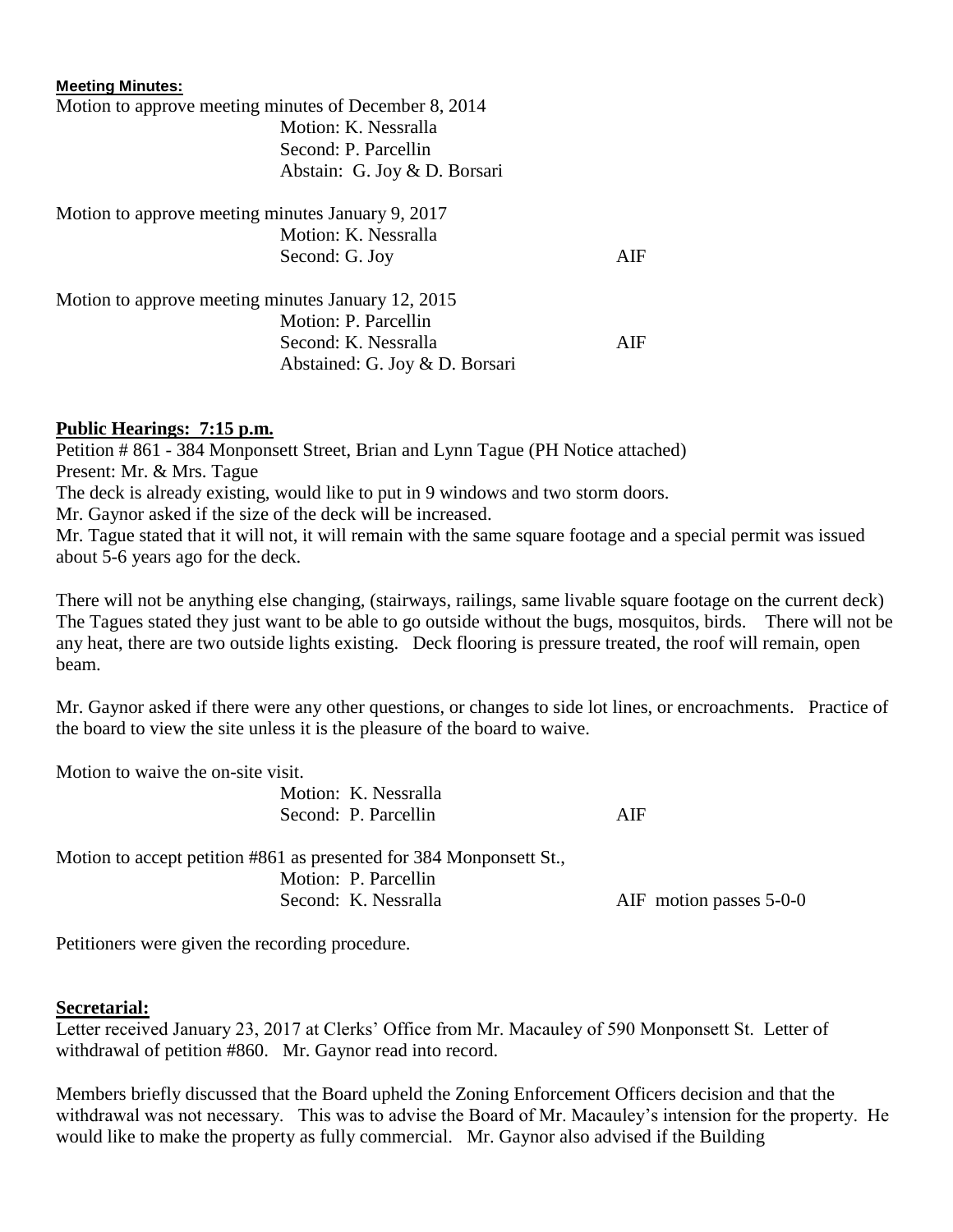**Meeting Minutes:**

Motion to approve meeting minutes of December 8, 2014
Motion: K. Nessralla
Second: P. Parcellin
Abstain: G. Joy & D. Borsari

Motion to approve meeting minutes January 9, 2017
Motion: K. Nessralla
Second: G. Joy AIF

Motion to approve meeting minutes January 12, 2015
Motion: P. Parcellin
Second: K. Nessralla AIF
Abstained: G. Joy & D. Borsari

## Public Hearings: 7:15 p.m.

Petition # 861 - 384 Monponsett Street, Brian and Lynn Tague (PH Notice attached)
Present: Mr. & Mrs. Tague
The deck is already existing, would like to put in 9 windows and two storm doors.
Mr. Gaynor asked if the size of the deck will be increased.
Mr. Tague stated that it will not, it will remain with the same square footage and a special permit was issued about 5-6 years ago for the deck.

There will not be anything else changing, (stairways, railings, same livable square footage on the current deck) The Tagues stated they just want to be able to go outside without the bugs, mosquitos, birds. There will not be any heat, there are two outside lights existing. Deck flooring is pressure treated, the roof will remain, open beam.

Mr. Gaynor asked if there were any other questions, or changes to side lot lines, or encroachments. Practice of the board to view the site unless it is the pleasure of the board to waive.

Motion to waive the on-site visit.
Motion: K. Nessralla
Second: P. Parcellin AIF

Motion to accept petition #861 as presented for 384 Monponsett St.,
Motion: P. Parcellin
Second: K. Nessralla AIF motion passes 5-0-0

Petitioners were given the recording procedure.

## Secretarial:

Letter received January 23, 2017 at Clerks' Office from Mr. Macauley of 590 Monponsett St. Letter of withdrawal of petition #860. Mr. Gaynor read into record.

Members briefly discussed that the Board upheld the Zoning Enforcement Officers decision and that the withdrawal was not necessary. This was to advise the Board of Mr. Macauley's intension for the property. He would like to make the property as fully commercial. Mr. Gaynor also advised if the Building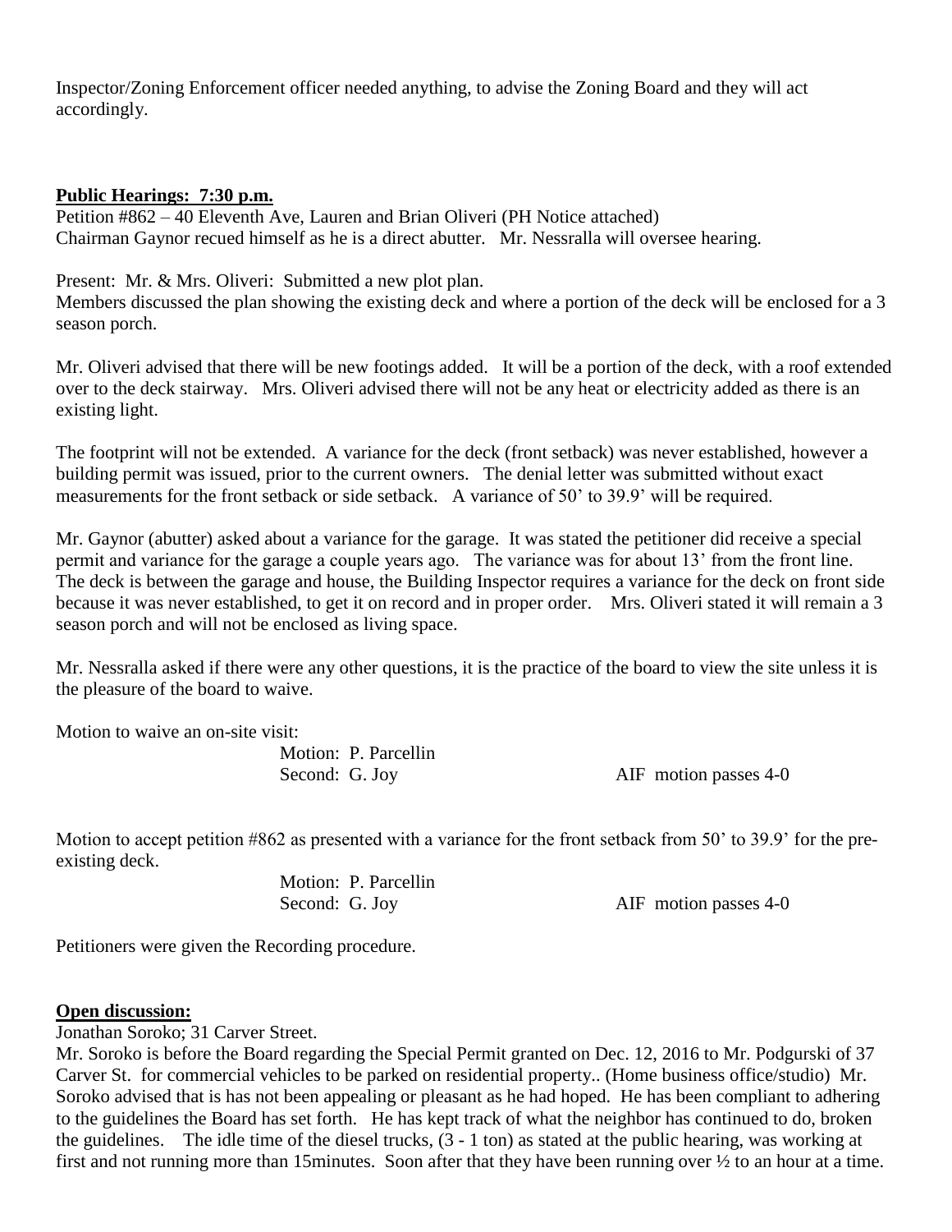Inspector/Zoning Enforcement officer needed anything, to advise the Zoning Board and they will act accordingly.

**Public Hearings: 7:30 p.m.**

Petition #862 – 40 Eleventh Ave, Lauren and Brian Oliveri (PH Notice attached)
Chairman Gaynor recued himself as he is a direct abutter. Mr. Nessralla will oversee hearing.

Present: Mr. & Mrs. Oliveri: Submitted a new plot plan.
Members discussed the plan showing the existing deck and where a portion of the deck will be enclosed for a 3 season porch.

Mr. Oliveri advised that there will be new footings added. It will be a portion of the deck, with a roof extended over to the deck stairway. Mrs. Oliveri advised there will not be any heat or electricity added as there is an existing light.

The footprint will not be extended. A variance for the deck (front setback) was never established, however a building permit was issued, prior to the current owners. The denial letter was submitted without exact measurements for the front setback or side setback. A variance of 50' to 39.9' will be required.

Mr. Gaynor (abutter) asked about a variance for the garage. It was stated the petitioner did receive a special permit and variance for the garage a couple years ago. The variance was for about 13' from the front line. The deck is between the garage and house, the Building Inspector requires a variance for the deck on front side because it was never established, to get it on record and in proper order. Mrs. Oliveri stated it will remain a 3 season porch and will not be enclosed as living space.

Mr. Nessralla asked if there were any other questions, it is the practice of the board to view the site unless it is the pleasure of the board to waive.

Motion to waive an on-site visit:

Motion: P. Parcellin
Second: G. Joy AIF motion passes 4-0

Motion to accept petition #862 as presented with a variance for the front setback from 50' to 39.9' for the pre-existing deck.

Motion: P. Parcellin
Second: G. Joy AIF motion passes 4-0

Petitioners were given the Recording procedure.

**Open discussion:**

Jonathan Soroko; 31 Carver Street.
Mr. Soroko is before the Board regarding the Special Permit granted on Dec. 12, 2016 to Mr. Podgurski of 37 Carver St. for commercial vehicles to be parked on residential property.. (Home business office/studio) Mr. Soroko advised that is has not been appealing or pleasant as he had hoped. He has been compliant to adhering to the guidelines the Board has set forth. He has kept track of what the neighbor has continued to do, broken the guidelines. The idle time of the diesel trucks, (3 - 1 ton) as stated at the public hearing, was working at first and not running more than 15minutes. Soon after that they have been running over ½ to an hour at a time.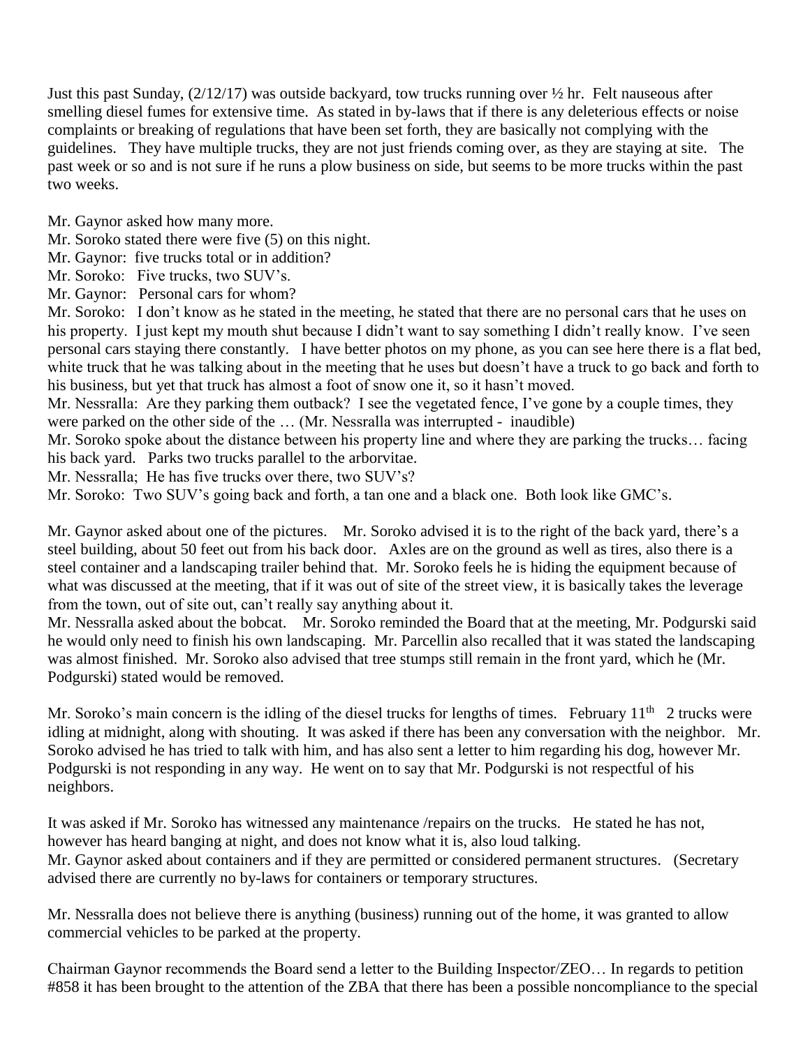Just this past Sunday, (2/12/17) was outside backyard, tow trucks running over ½ hr. Felt nauseous after smelling diesel fumes for extensive time. As stated in by-laws that if there is any deleterious effects or noise complaints or breaking of regulations that have been set forth, they are basically not complying with the guidelines. They have multiple trucks, they are not just friends coming over, as they are staying at site. The past week or so and is not sure if he runs a plow business on side, but seems to be more trucks within the past two weeks.

Mr. Gaynor asked how many more.
Mr. Soroko stated there were five (5) on this night.
Mr. Gaynor: five trucks total or in addition?
Mr. Soroko: Five trucks, two SUV's.
Mr. Gaynor: Personal cars for whom?
Mr. Soroko: I don't know as he stated in the meeting, he stated that there are no personal cars that he uses on his property. I just kept my mouth shut because I didn't want to say something I didn't really know. I've seen personal cars staying there constantly. I have better photos on my phone, as you can see here there is a flat bed, white truck that he was talking about in the meeting that he uses but doesn't have a truck to go back and forth to his business, but yet that truck has almost a foot of snow one it, so it hasn't moved.
Mr. Nessralla: Are they parking them outback? I see the vegetated fence, I've gone by a couple times, they were parked on the other side of the … (Mr. Nessralla was interrupted - inaudible)
Mr. Soroko spoke about the distance between his property line and where they are parking the trucks… facing his back yard. Parks two trucks parallel to the arborvitae.
Mr. Nessralla; He has five trucks over there, two SUV's?
Mr. Soroko: Two SUV's going back and forth, a tan one and a black one. Both look like GMC's.

Mr. Gaynor asked about one of the pictures. Mr. Soroko advised it is to the right of the back yard, there's a steel building, about 50 feet out from his back door. Axles are on the ground as well as tires, also there is a steel container and a landscaping trailer behind that. Mr. Soroko feels he is hiding the equipment because of what was discussed at the meeting, that if it was out of site of the street view, it is basically takes the leverage from the town, out of site out, can't really say anything about it.
Mr. Nessralla asked about the bobcat. Mr. Soroko reminded the Board that at the meeting, Mr. Podgurski said he would only need to finish his own landscaping. Mr. Parcellin also recalled that it was stated the landscaping was almost finished. Mr. Soroko also advised that tree stumps still remain in the front yard, which he (Mr. Podgurski) stated would be removed.

Mr. Soroko's main concern is the idling of the diesel trucks for lengths of times. February 11th 2 trucks were idling at midnight, along with shouting. It was asked if there has been any conversation with the neighbor. Mr. Soroko advised he has tried to talk with him, and has also sent a letter to him regarding his dog, however Mr. Podgurski is not responding in any way. He went on to say that Mr. Podgurski is not respectful of his neighbors.

It was asked if Mr. Soroko has witnessed any maintenance /repairs on the trucks. He stated he has not, however has heard banging at night, and does not know what it is, also loud talking.
Mr. Gaynor asked about containers and if they are permitted or considered permanent structures. (Secretary advised there are currently no by-laws for containers or temporary structures.

Mr. Nessralla does not believe there is anything (business) running out of the home, it was granted to allow commercial vehicles to be parked at the property.

Chairman Gaynor recommends the Board send a letter to the Building Inspector/ZEO… In regards to petition #858 it has been brought to the attention of the ZBA that there has been a possible noncompliance to the special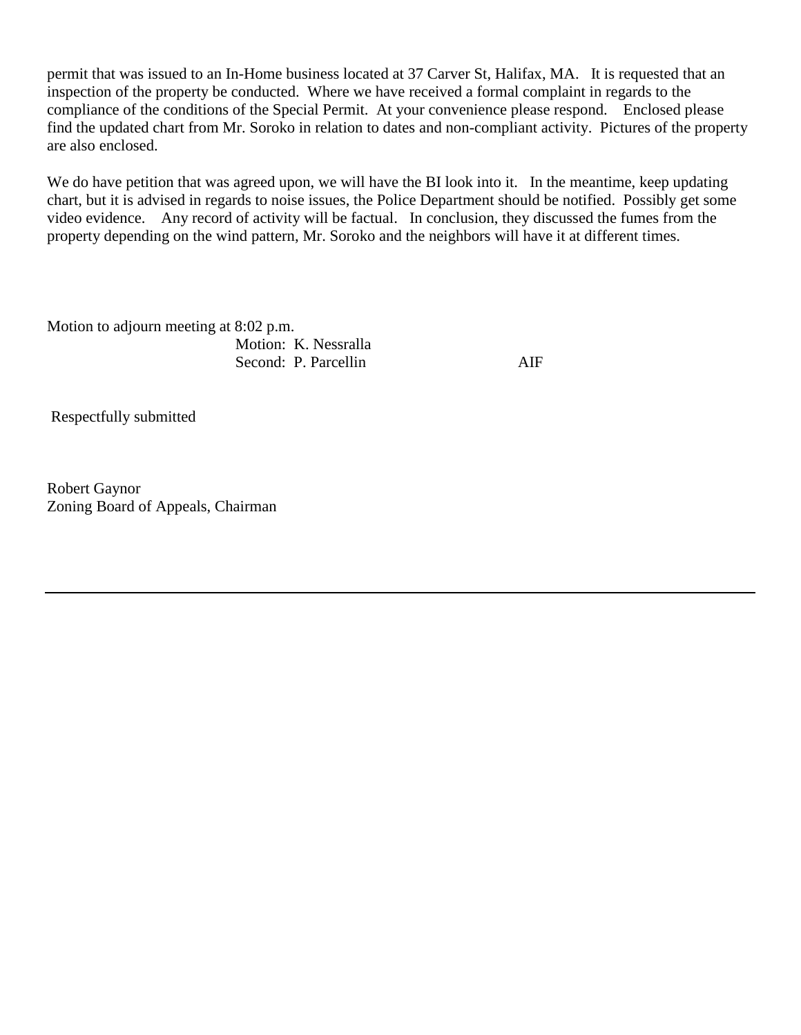permit that was issued to an In-Home business located at 37 Carver St, Halifax, MA. It is requested that an inspection of the property be conducted. Where we have received a formal complaint in regards to the compliance of the conditions of the Special Permit. At your convenience please respond. Enclosed please find the updated chart from Mr. Soroko in relation to dates and non-compliant activity. Pictures of the property are also enclosed.

We do have petition that was agreed upon, we will have the BI look into it. In the meantime, keep updating chart, but it is advised in regards to noise issues, the Police Department should be notified. Possibly get some video evidence. Any record of activity will be factual. In conclusion, they discussed the fumes from the property depending on the wind pattern, Mr. Soroko and the neighbors will have it at different times.

Motion to adjourn meeting at 8:02 p.m.
Motion: K. Nessralla
Second: P. Parcellin AIF

Respectfully submitted

Robert Gaynor
Zoning Board of Appeals, Chairman

---